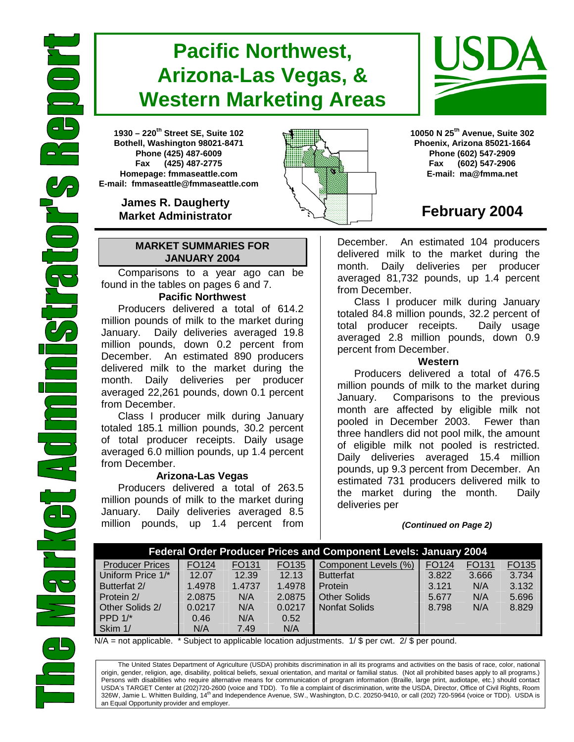# The Market Administrator's Report

# Pacific Northwest, Arizona-Las Vegas, & Western Marketing Areas

**1930 – 220th Street SE, Suite 102**
**Bothell, Washington 98021-8471**
**Phone (425) 487-6009**
**Fax (425) 487-2775**
**Homepage: fmmaseattle.com**
**E-mail: fmmaseattle@fmmaseattle.com**

**James R. Daugherty**
**Market Administrator**

**10050 N 25th Avenue, Suite 302**
**Phoenix, Arizona 85021-1664**
**Phone (602) 547-2909**
**Fax (602) 547-2906**
**E-mail: ma@fmma.net**

## February 2004

### MARKET SUMMARIES FOR JANUARY 2004

Comparisons to a year ago can be found in the tables on pages 6 and 7.

**Pacific Northwest**

Producers delivered a total of 614.2 million pounds of milk to the market during January. Daily deliveries averaged 19.8 million pounds, down 0.2 percent from December. An estimated 890 producers delivered milk to the market during the month. Daily deliveries per producer averaged 22,261 pounds, down 0.1 percent from December.

Class I producer milk during January totaled 185.1 million pounds, 30.2 percent of total producer receipts. Daily usage averaged 6.0 million pounds, up 1.4 percent from December.

**Arizona-Las Vegas**

Producers delivered a total of 263.5 million pounds of milk to the market during January. Daily deliveries averaged 8.5 million pounds, up 1.4 percent from December. An estimated 104 producers delivered milk to the market during the month. Daily deliveries per producer averaged 81,732 pounds, up 1.4 percent from December.

Class I producer milk during January totaled 84.8 million pounds, 32.2 percent of total producer receipts. Daily usage averaged 2.8 million pounds, down 0.9 percent from December.

**Western**

Producers delivered a total of 476.5 million pounds of milk to the market during January. Comparisons to the previous month are affected by eligible milk not pooled in December 2003. Fewer than three handlers did not pool milk, the amount of eligible milk not pooled is restricted. Daily deliveries averaged 15.4 million pounds, up 9.3 percent from December. An estimated 731 producers delivered milk to the market during the month. Daily deliveries per

***(Continued on Page 2)***

| Federal Order Producer Prices and Component Levels: January 2004 | | | | | | | |
|---|---|---|---|---|---|---|---|
| Producer Prices | FO124 | FO131 | FO135 | Component Levels (%) | FO124 | FO131 | FO135 |
| Uniform Price 1/* | 12.07 | 12.39 | 12.13 | Butterfat | 3.822 | 3.666 | 3.734 |
| Butterfat 2/ | 1.4978 | 1.4737 | 1.4978 | Protein | 3.121 | N/A | 3.132 |
| Protein 2/ | 2.0875 | N/A | 2.0875 | Other Solids | 5.677 | N/A | 5.696 |
| Other Solids 2/ | 0.0217 | N/A | 0.0217 | Nonfat Solids | 8.798 | N/A | 8.829 |
| PPD 1/* | 0.46 | N/A | 0.52 | | | | |
| Skim 1/ | N/A | 7.49 | N/A | | | | |

N/A = not applicable. * Subject to applicable location adjustments. 1/ $ per cwt. 2/ $ per pound.

The United States Department of Agriculture (USDA) prohibits discrimination in all its programs and activities on the basis of race, color, national origin, gender, religion, age, disability, political beliefs, sexual orientation, and marital or familial status. (Not all prohibited bases apply to all programs.) Persons with disabilities who require alternative means for communication of program information (Braille, large print, audiotape, etc.) should contact USDA's TARGET Center at (202)720-2600 (voice and TDD). To file a complaint of discrimination, write the USDA, Director, Office of Civil Rights, Room 326W, Jamie L. Whitten Building, 14th and Independence Avenue, SW., Washington, D.C. 20250-9410, or call (202) 720-5964 (voice or TDD). USDA is an Equal Opportunity provider and employer.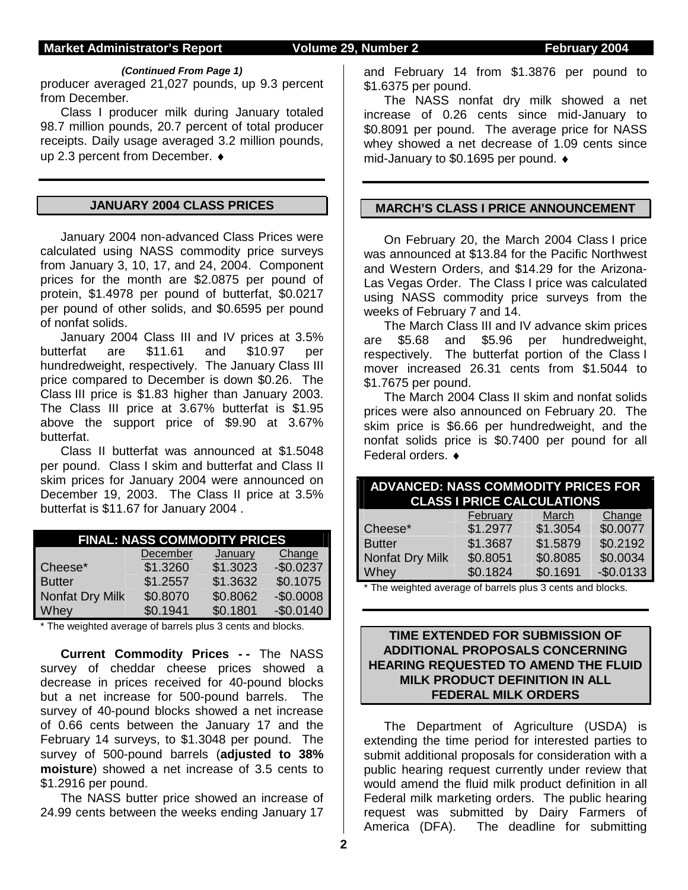*(Continued From Page 1)*

producer averaged 21,027 pounds, up 9.3 percent from December.

Class I producer milk during January totaled 98.7 million pounds, 20.7 percent of total producer receipts. Daily usage averaged 3.2 million pounds, up 2.3 percent from December. ♦

## JANUARY 2004 CLASS PRICES

January 2004 non-advanced Class Prices were calculated using NASS commodity price surveys from January 3, 10, 17, and 24, 2004. Component prices for the month are $2.0875 per pound of protein, $1.4978 per pound of butterfat, $0.0217 per pound of other solids, and $0.6595 per pound of nonfat solids.

January 2004 Class III and IV prices at 3.5% butterfat are $11.61 and $10.97 per hundredweight, respectively. The January Class III price compared to December is down $0.26. The Class III price is $1.83 higher than January 2003. The Class III price at 3.67% butterfat is $1.95 above the support price of $9.90 at 3.67% butterfat.

Class II butterfat was announced at $1.5048 per pound. Class I skim and butterfat and Class II skim prices for January 2004 were announced on December 19, 2003. The Class II price at 3.5% butterfat is $11.67 for January 2004 .

| FINAL: NASS COMMODITY PRICES | | | |
|---|---|---|---|
| | December | January | Change |
| Cheese* | $1.3260 | $1.3023 | -$0.0237 |
| Butter | $1.2557 | $1.3632 | $0.1075 |
| Nonfat Dry Milk | $0.8070 | $0.8062 | -$0.0008 |
| Whey | $0.1941 | $0.1801 | -$0.0140 |

\* The weighted average of barrels plus 3 cents and blocks.

**Current Commodity Prices - -** The NASS survey of cheddar cheese prices showed a decrease in prices received for 40-pound blocks but a net increase for 500-pound barrels. The survey of 40-pound blocks showed a net increase of 0.66 cents between the January 17 and the February 14 surveys, to $1.3048 per pound. The survey of 500-pound barrels (**adjusted to 38% moisture**) showed a net increase of 3.5 cents to $1.2916 per pound.

The NASS butter price showed an increase of 24.99 cents between the weeks ending January 17 and February 14 from $1.3876 per pound to $1.6375 per pound.

The NASS nonfat dry milk showed a net increase of 0.26 cents since mid-January to $0.8091 per pound. The average price for NASS whey showed a net decrease of 1.09 cents since mid-January to $0.1695 per pound. ♦

## MARCH'S CLASS I PRICE ANNOUNCEMENT

On February 20, the March 2004 Class I price was announced at $13.84 for the Pacific Northwest and Western Orders, and $14.29 for the Arizona-Las Vegas Order. The Class I price was calculated using NASS commodity price surveys from the weeks of February 7 and 14.

The March Class III and IV advance skim prices are $5.68 and $5.96 per hundredweight, respectively. The butterfat portion of the Class I mover increased 26.31 cents from $1.5044 to $1.7675 per pound.

The March 2004 Class II skim and nonfat solids prices were also announced on February 20. The skim price is $6.66 per hundredweight, and the nonfat solids price is $0.7400 per pound for all Federal orders. ♦

| ADVANCED: NASS COMMODITY PRICES FOR CLASS I PRICE CALCULATIONS | | | |
|---|---|---|---|
| | February | March | Change |
| Cheese* | $1.2977 | $1.3054 | $0.0077 |
| Butter | $1.3687 | $1.5879 | $0.2192 |
| Nonfat Dry Milk | $0.8051 | $0.8085 | $0.0034 |
| Whey | $0.1824 | $0.1691 | -$0.0133 |

\* The weighted average of barrels plus 3 cents and blocks.

## TIME EXTENDED FOR SUBMISSION OF ADDITIONAL PROPOSALS CONCERNING HEARING REQUESTED TO AMEND THE FLUID MILK PRODUCT DEFINITION IN ALL FEDERAL MILK ORDERS

The Department of Agriculture (USDA) is extending the time period for interested parties to submit additional proposals for consideration with a public hearing request currently under review that would amend the fluid milk product definition in all Federal milk marketing orders. The public hearing request was submitted by Dairy Farmers of America (DFA). The deadline for submitting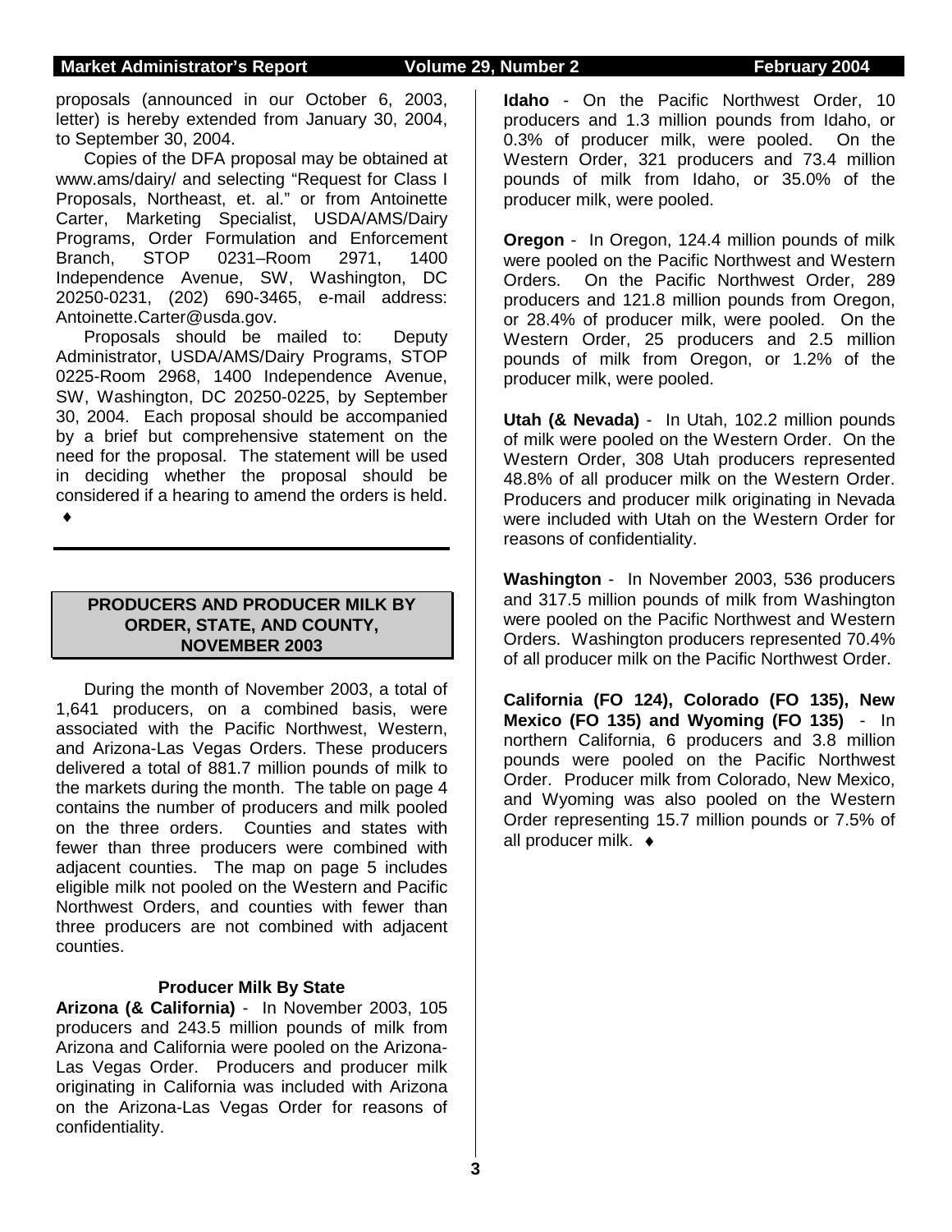proposals (announced in our October 6, 2003, letter) is hereby extended from January 30, 2004, to September 30, 2004.

Copies of the DFA proposal may be obtained at www.ams/dairy/ and selecting "Request for Class I Proposals, Northeast, et. al." or from Antoinette Carter, Marketing Specialist, USDA/AMS/Dairy Programs, Order Formulation and Enforcement Branch, STOP 0231–Room 2971, 1400 Independence Avenue, SW, Washington, DC 20250-0231, (202) 690-3465, e-mail address: Antoinette.Carter@usda.gov.

Proposals should be mailed to: Deputy Administrator, USDA/AMS/Dairy Programs, STOP 0225-Room 2968, 1400 Independence Avenue, SW, Washington, DC 20250-0225, by September 30, 2004. Each proposal should be accompanied by a brief but comprehensive statement on the need for the proposal. The statement will be used in deciding whether the proposal should be considered if a hearing to amend the orders is held. ♦

## PRODUCERS AND PRODUCER MILK BY ORDER, STATE, AND COUNTY, NOVEMBER 2003

During the month of November 2003, a total of 1,641 producers, on a combined basis, were associated with the Pacific Northwest, Western, and Arizona-Las Vegas Orders. These producers delivered a total of 881.7 million pounds of milk to the markets during the month. The table on page 4 contains the number of producers and milk pooled on the three orders. Counties and states with fewer than three producers were combined with adjacent counties. The map on page 5 includes eligible milk not pooled on the Western and Pacific Northwest Orders, and counties with fewer than three producers are not combined with adjacent counties.

### Producer Milk By State

**Arizona (& California)** - In November 2003, 105 producers and 243.5 million pounds of milk from Arizona and California were pooled on the Arizona-Las Vegas Order. Producers and producer milk originating in California was included with Arizona on the Arizona-Las Vegas Order for reasons of confidentiality.

**Idaho** - On the Pacific Northwest Order, 10 producers and 1.3 million pounds from Idaho, or 0.3% of producer milk, were pooled. On the Western Order, 321 producers and 73.4 million pounds of milk from Idaho, or 35.0% of the producer milk, were pooled.

**Oregon** - In Oregon, 124.4 million pounds of milk were pooled on the Pacific Northwest and Western Orders. On the Pacific Northwest Order, 289 producers and 121.8 million pounds from Oregon, or 28.4% of producer milk, were pooled. On the Western Order, 25 producers and 2.5 million pounds of milk from Oregon, or 1.2% of the producer milk, were pooled.

**Utah (& Nevada)** - In Utah, 102.2 million pounds of milk were pooled on the Western Order. On the Western Order, 308 Utah producers represented 48.8% of all producer milk on the Western Order. Producers and producer milk originating in Nevada were included with Utah on the Western Order for reasons of confidentiality.

**Washington** - In November 2003, 536 producers and 317.5 million pounds of milk from Washington were pooled on the Pacific Northwest and Western Orders. Washington producers represented 70.4% of all producer milk on the Pacific Northwest Order.

**California (FO 124), Colorado (FO 135), New Mexico (FO 135) and Wyoming (FO 135)** - In northern California, 6 producers and 3.8 million pounds were pooled on the Pacific Northwest Order. Producer milk from Colorado, New Mexico, and Wyoming was also pooled on the Western Order representing 15.7 million pounds or 7.5% of all producer milk. ♦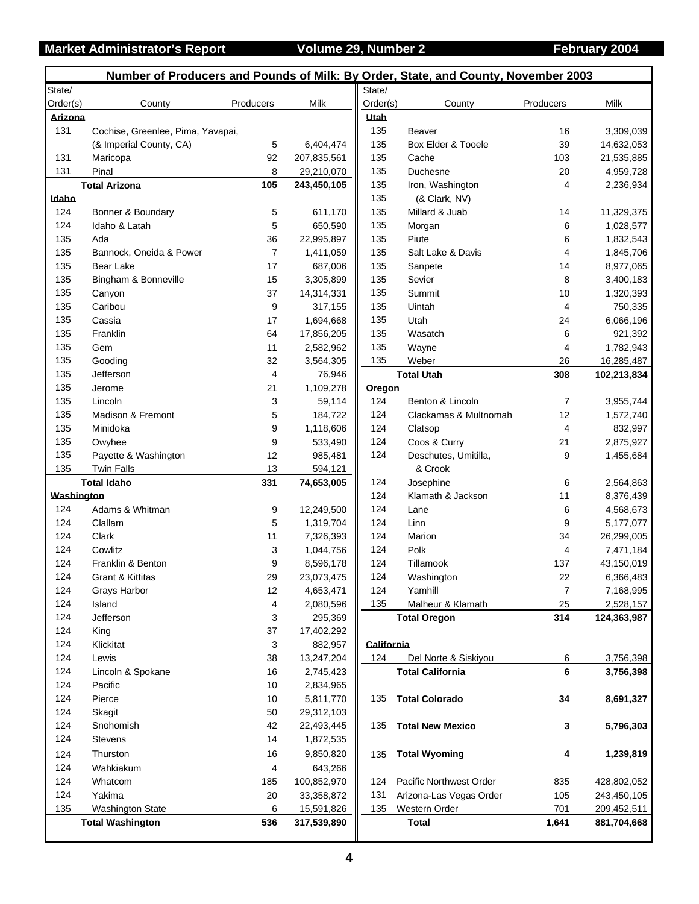## Number of Producers and Pounds of Milk: By Order, State, and County, November 2003

| State/ Order(s) | County | Producers | Milk |
|---|---|---|---|
| **Arizona** | | | |
| 131 | Cochise, Greenlee, Pima, Yavapai, (& Imperial County, CA) | 5 | 6,404,474 |
| 131 | Maricopa | 92 | 207,835,561 |
| 131 | Pinal | 8 | 29,210,070 |
| | **Total Arizona** | **105** | **243,450,105** |
| **Idaho** | | | |
| 124 | Bonner & Boundary | 5 | 611,170 |
| 124 | Idaho & Latah | 5 | 650,590 |
| 135 | Ada | 36 | 22,995,897 |
| 135 | Bannock, Oneida & Power | 7 | 1,411,059 |
| 135 | Bear Lake | 17 | 687,006 |
| 135 | Bingham & Bonneville | 15 | 3,305,899 |
| 135 | Canyon | 37 | 14,314,331 |
| 135 | Caribou | 9 | 317,155 |
| 135 | Cassia | 17 | 1,694,668 |
| 135 | Franklin | 64 | 17,856,205 |
| 135 | Gem | 11 | 2,582,962 |
| 135 | Gooding | 32 | 3,564,305 |
| 135 | Jefferson | 4 | 76,946 |
| 135 | Jerome | 21 | 1,109,278 |
| 135 | Lincoln | 3 | 59,114 |
| 135 | Madison & Fremont | 5 | 184,722 |
| 135 | Minidoka | 9 | 1,118,606 |
| 135 | Owyhee | 9 | 533,490 |
| 135 | Payette & Washington | 12 | 985,481 |
| 135 | Twin Falls | 13 | 594,121 |
| | **Total Idaho** | **331** | **74,653,005** |
| **Washington** | | | |
| 124 | Adams & Whitman | 9 | 12,249,500 |
| 124 | Clallam | 5 | 1,319,704 |
| 124 | Clark | 11 | 7,326,393 |
| 124 | Cowlitz | 3 | 1,044,756 |
| 124 | Franklin & Benton | 9 | 8,596,178 |
| 124 | Grant & Kittitas | 29 | 23,073,475 |
| 124 | Grays Harbor | 12 | 4,653,471 |
| 124 | Island | 4 | 2,080,596 |
| 124 | Jefferson | 3 | 295,369 |
| 124 | King | 37 | 17,402,292 |
| 124 | Klickitat | 3 | 882,957 |
| 124 | Lewis | 38 | 13,247,204 |
| 124 | Lincoln & Spokane | 16 | 2,745,423 |
| 124 | Pacific | 10 | 2,834,965 |
| 124 | Pierce | 10 | 5,811,770 |
| 124 | Skagit | 50 | 29,312,103 |
| 124 | Snohomish | 42 | 22,493,445 |
| 124 | Stevens | 14 | 1,872,535 |
| 124 | Thurston | 16 | 9,850,820 |
| 124 | Wahkiakum | 4 | 643,266 |
| 124 | Whatcom | 185 | 100,852,970 |
| 124 | Yakima | 20 | 33,358,872 |
| 135 | Washington State | 6 | 15,591,826 |
| | **Total Washington** | **536** | **317,539,890** |
| **Utah** | | | |
| 135 | Beaver | 16 | 3,309,039 |
| 135 | Box Elder & Tooele | 39 | 14,632,053 |
| 135 | Cache | 103 | 21,535,885 |
| 135 | Duchesne | 20 | 4,959,728 |
| 135 | Iron, Washington (& Clark, NV) | 4 | 2,236,934 |
| 135 | Millard & Juab | 14 | 11,329,375 |
| 135 | Morgan | 6 | 1,028,577 |
| 135 | Piute | 6 | 1,832,543 |
| 135 | Salt Lake & Davis | 4 | 1,845,706 |
| 135 | Sanpete | 14 | 8,977,065 |
| 135 | Sevier | 8 | 3,400,183 |
| 135 | Summit | 10 | 1,320,393 |
| 135 | Uintah | 4 | 750,335 |
| 135 | Utah | 24 | 6,066,196 |
| 135 | Wasatch | 6 | 921,392 |
| 135 | Wayne | 4 | 1,782,943 |
| 135 | Weber | 26 | 16,285,487 |
| | **Total Utah** | **308** | **102,213,834** |
| **Oregon** | | | |
| 124 | Benton & Lincoln | 7 | 3,955,744 |
| 124 | Clackamas & Multnomah | 12 | 1,572,740 |
| 124 | Clatsop | 4 | 832,997 |
| 124 | Coos & Curry | 21 | 2,875,927 |
| 124 | Deschutes, Umitilla, & Crook | 9 | 1,455,684 |
| 124 | Josephine | 6 | 2,564,863 |
| 124 | Klamath & Jackson | 11 | 8,376,439 |
| 124 | Lane | 6 | 4,568,673 |
| 124 | Linn | 9 | 5,177,077 |
| 124 | Marion | 34 | 26,299,005 |
| 124 | Polk | 4 | 7,471,184 |
| 124 | Tillamook | 137 | 43,150,019 |
| 124 | Washington | 22 | 6,366,483 |
| 124 | Yamhill | 7 | 7,168,995 |
| 135 | Malheur & Klamath | 25 | 2,528,157 |
| | **Total Oregon** | **314** | **124,363,987** |
| **California** | | | |
| 124 | Del Norte & Siskiyou | 6 | 3,756,398 |
| | **Total California** | **6** | **3,756,398** |
| 135 | **Total Colorado** | **34** | **8,691,327** |
| 135 | **Total New Mexico** | **3** | **5,796,303** |
| 135 | **Total Wyoming** | **4** | **1,239,819** |
| 124 | Pacific Northwest Order | 835 | 428,802,052 |
| 131 | Arizona-Las Vegas Order | 105 | 243,450,105 |
| 135 | Western Order | 701 | 209,452,511 |
| | **Total** | **1,641** | **881,704,668** |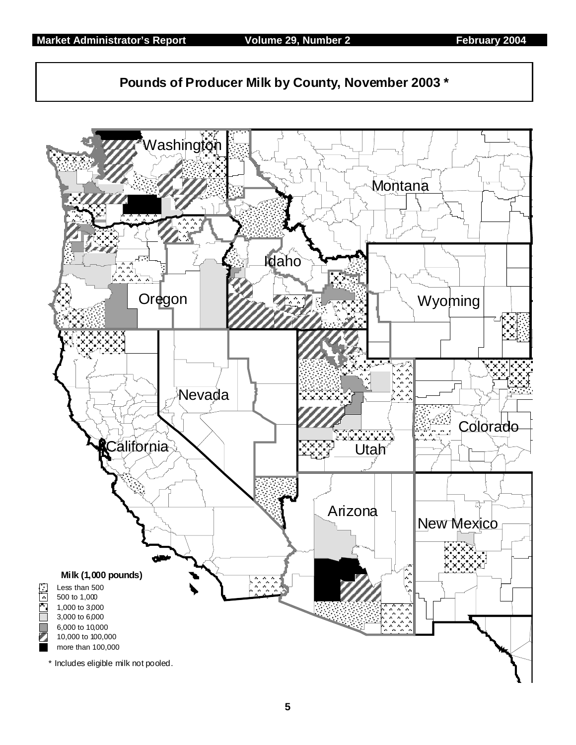## Pounds of Producer Milk by County, November 2003 *

Washington

Montana

Idaho

Oregon

Wyoming

Nevada

Colorado

California

Utah

Arizona

New Mexico

**Milk (1,000 pounds)**

- Less than 500
- 500 to 1,000
- 1,000 to 3,000
- 3,000 to 6,000
- 6,000 to 10,000
- 10,000 to 100,000
- more than 100,000

* Includes eligible milk not pooled.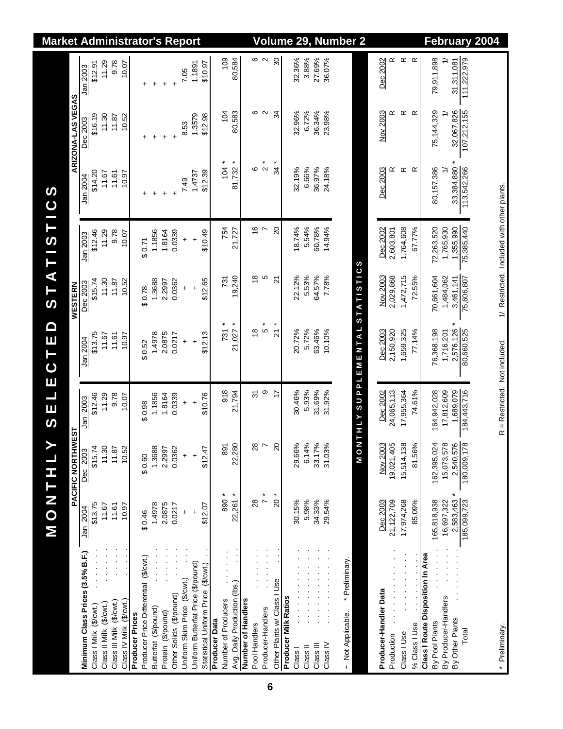# MONTHLY SELECTED STATISTICS

| | PACIFIC NORTHWEST | | | WESTERN | | | ARIZONA-LAS VEGAS | | |
|---|---|---|---|---|---|---|---|---|---|
| | Jan 2004 | Dec 2003 | Jan 2003 | Jan 2004 | Dec 2003 | Jan 2003 | Jan 2004 | Dec 2003 | Jan 2003 |
| **Minimum Class Prices (3.5% B.F.)** | | | | | | | | | |
| Class I Milk ($/cwt.) | $13.75 | $15.74 | $12.46 | $13.75 | $15.74 | $12.46 | $14.20 | $16.19 | $12.91 |
| Class II Milk ($/cwt.) | 11.67 | 11.30 | 11.29 | 11.67 | 11.30 | 11.29 | 11.67 | 11.30 | 11.29 |
| Class III Milk ($/cwt.) | 11.61 | 11.87 | 9.78 | 11.61 | 11.87 | 9.78 | 11.61 | 11.87 | 9.78 |
| Class IV Milk ($/cwt.) | 10.97 | 10.52 | 10.07 | 10.97 | 10.52 | 10.07 | 10.97 | 10.52 | 10.07 |
| **Producer Prices** | | | | | | | | | |
| Producer Price Differential ($/cwt.) | $ 0.46 | $ 0.60 | $ 0.98 | $ 0.52 | $ 0.78 | $ 0.71 | + | + | + |
| Butterfat ($/pound) | 1.4978 | 1.3688 | 1.1856 | 1.4978 | 1.3688 | 1.1856 | + | + | + |
| Protein ($/pound) | 2.0875 | 2.2997 | 1.8164 | 2.0875 | 2.2997 | 1.8164 | + | + | + |
| Other Solids ($/pound) | 0.0217 | 0.0362 | 0.0339 | 0.0217 | 0.0362 | 0.0339 | + | + | + |
| Uniform Skim Price ($/cwt.) | + | + | + | + | + | + | 7.49 | 8.53 | 7.05 |
| Uniform Butterfat Price ($/pound) | + | + | + | + | + | + | 1.4737 | 1.3579 | 1.1891 |
| Statistical Uniform Price ($/cwt.) | $12.07 | $12.47 | $10.76 | $12.13 | $12.65 | $10.49 | $12.39 | $12.98 | $10.97 |
| **Producer Data** | | | | | | | | | |
| Number of Producers | 890 * | 891 | 918 | 731 * | 731 | 754 | 104 * | 104 | 109 |
| Avg. Daily Production (lbs.) | 22,261 * | 22,280 | 21,794 | 21,027 * | 19,240 | 21,727 | 81,732 * | 80,583 | 80,584 |
| **Number of Handlers** | | | | | | | | | |
| Pool Handlers | 28 | 28 | 31 | 18 | 18 | 16 | 6 | 6 | 6 |
| Producer-Handlers | 7 * | 7 | 9 | 5 * | 5 | 7 | 2 * | 2 | 2 |
| Other Plants w/ Class I Use | 20 * | 20 | 17 | 21 * | 21 | 20 | 34 * | 34 | 30 |
| **Producer Milk Ratios** | | | | | | | | | |
| Class I | 30.15% | 29.66% | 30.46% | 20.72% | 22.12% | 18.74% | 32.19% | 32.96% | 32.36% |
| Class II | 5.98% | 6.14% | 5.93% | 5.72% | 5.53% | 5.54% | 6.66% | 6.72% | 3.88% |
| Class III | 34.33% | 33.17% | 31.69% | 63.46% | 64.57% | 60.78% | 36.97% | 36.34% | 27.69% |
| Class IV | 29.54% | 31.03% | 31.92% | 10.10% | 7.78% | 14.94% | 24.18% | 23.98% | 36.07% |

\+ Not Applicable. * Preliminary.

## MONTHLY SUPPLEMENTAL STATISTICS

| | Dec 2003 | Nov 2003 | Dec 2002 | Dec 2003 | Nov 2003 | Dec 2002 | Dec 2003 | Nov 2003 | Dec 2002 |
|---|---|---|---|---|---|---|---|---|---|
| **Producer-Handler Data** | | | | | | | | | |
| Production | 21,122,709 | 19,021,405 | 24,065,113 | 2,150,920 | 2,029,868 | 2,603,801 | R | R | R |
| Class I Use | 17,974,268 | 15,514,138 | 17,955,364 | 1,659,325 | 1,472,715 | 1,764,608 | R | R | R |
| % Class I Use | 85.09% | 81.56% | 74.61% | 77.14% | 72.55% | 67.77% | R | R | R |
| **Class I Route Disposition In Area** | | | | | | | | | |
| By Pool Plants | 165,818,938 | 162,395,024 | 164,942,028 | 76,368,198 | 70,661,604 | 72,263,520 | 80,157,386 | 75,144,329 | 79,911,898 |
| By Producer-Handlers | 16,697,322 | 15,073,578 | 17,812,609 | 1,716,201 | 1,484,062 | 1,765,930 | 1/ | 1/ | 1/ |
| By Other Plants | 2,583,463 * | 2,540,576 | 1,689,079 | 2,576,126 * | 3,461,141 | 1,355,990 | 33,384,880 * | 32,067,826 | 31,311,081 |
| Total | 185,099,723 | 180,009,178 | 184,443,716 | 80,660,525 | 75,606,807 | 75,385,440 | 113,542,266 | 107,212,155 | 111,222,979 |

\* Preliminary. R = Restricted. Not included. 1/ Restricted. Included with other plants.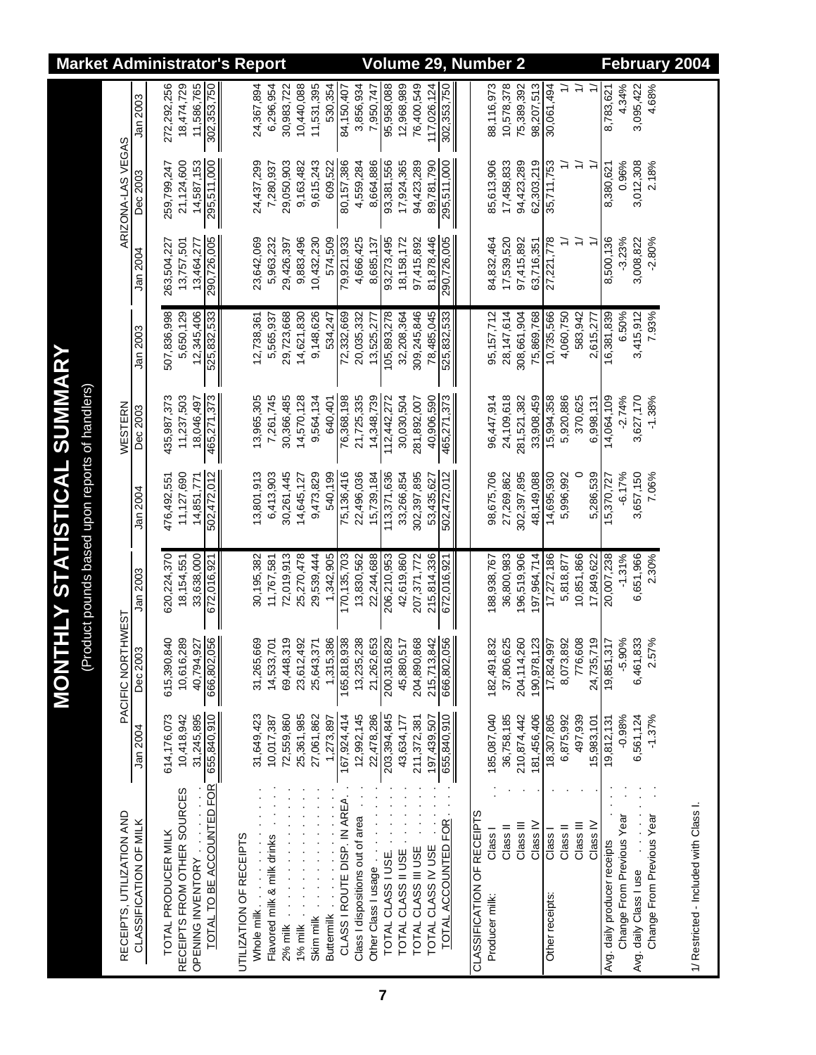# MONTHLY STATISTICAL SUMMARY

(Product pounds based upon reports of handlers)

| RECEIPTS, UTILIZATION AND CLASSIFICATION OF MILK | PACIFIC NORTHWEST Jan 2004 | PACIFIC NORTHWEST Dec 2003 | PACIFIC NORTHWEST Jan 2003 | WESTERN Jan 2004 | WESTERN Dec 2003 | WESTERN Jan 2003 | ARIZONA-LAS VEGAS Jan 2004 | ARIZONA-LAS VEGAS Dec 2003 | ARIZONA-LAS VEGAS Jan 2003 |
|---|---|---|---|---|---|---|---|---|---|
| TOTAL PRODUCER MILK | 614,176,073 | 615,390,840 | 620,224,370 | 476,492,551 | 435,987,373 | 507,836,998 | 263,504,227 | 259,799,247 | 272,292,256 |
| RECEIPTS FROM OTHER SOURCES | 10,418,942 | 10,616,289 | 18,154,551 | 11,127,690 | 11,237,503 | 5,650,129 | 13,757,501 | 21,124,600 | 18,474,729 |
| OPENING INVENTORY | 31,245,895 | 40,794,927 | 33,638,000 | 14,851,771 | 18,046,497 | 12,345,406 | 13,464,277 | 14,587,153 | 11,586,765 |
| TOTAL TO BE ACCOUNTED FOR | 655,840,910 | 666,802,056 | 672,016,921 | 502,472,012 | 465,271,373 | 525,832,533 | 290,726,005 | 295,511,000 | 302,353,750 |
| UTILIZATION OF RECEIPTS | | | | | | | | | |
| Whole milk | 31,649,423 | 31,265,669 | 30,195,382 | 13,801,913 | 13,965,305 | 12,738,361 | 23,642,069 | 24,437,299 | 24,367,894 |
| Flavored milk & milk drinks | 10,017,387 | 14,533,701 | 11,767,581 | 6,413,903 | 7,261,745 | 5,565,937 | 5,963,232 | 7,280,937 | 6,296,954 |
| 2% milk | 72,559,860 | 69,448,319 | 72,019,913 | 30,261,445 | 30,366,485 | 29,723,668 | 29,426,397 | 29,050,903 | 30,983,722 |
| 1% milk | 25,361,985 | 23,612,492 | 25,270,478 | 14,645,127 | 14,570,128 | 14,621,830 | 9,883,496 | 9,163,482 | 10,440,088 |
| Skim milk | 27,061,862 | 25,643,371 | 29,539,444 | 9,473,829 | 9,564,134 | 9,148,626 | 10,432,230 | 9,615,243 | 11,531,395 |
| Buttermilk | 1,273,897 | 1,315,386 | 1,342,905 | 540,199 | 640,401 | 534,247 | 574,509 | 609,522 | 530,354 |
| CLASS I ROUTE DISP. IN AREA | 167,924,414 | 165,818,938 | 170,135,703 | 75,136,416 | 76,368,198 | 72,332,669 | 79,921,933 | 80,157,386 | 84,150,407 |
| Class I dispositions out of area | 12,992,145 | 13,235,238 | 13,830,562 | 22,496,036 | 21,725,335 | 20,035,332 | 4,666,425 | 4,559,284 | 3,856,934 |
| Other Class I usage | 22,478,286 | 21,262,653 | 22,244,688 | 15,739,184 | 14,348,739 | 13,525,277 | 8,685,137 | 8,664,886 | 7,950,747 |
| TOTAL CLASS I USE | 203,394,845 | 200,316,829 | 206,210,953 | 113,371,636 | 112,442,272 | 105,893,278 | 93,273,495 | 93,381,556 | 95,958,088 |
| TOTAL CLASS II USE | 43,634,177 | 45,880,517 | 42,619,860 | 33,266,854 | 30,030,504 | 32,208,364 | 18,158,172 | 17,924,365 | 12,968,989 |
| TOTAL CLASS III USE | 211,372,381 | 204,890,868 | 207,371,772 | 302,397,895 | 281,892,007 | 309,245,846 | 97,415,892 | 94,423,289 | 76,400,549 |
| TOTAL CLASS IV USE | 197,439,507 | 215,713,842 | 215,814,336 | 53,435,627 | 40,906,590 | 78,485,045 | 81,878,446 | 89,781,790 | 117,026,124 |
| TOTAL ACCOUNTED FOR | 655,840,910 | 666,802,056 | 672,016,921 | 502,472,012 | 465,271,373 | 525,832,533 | 290,726,005 | 295,511,000 | 302,353,750 |
| CLASSIFICATION OF RECEIPTS | | | | | | | | | |
| Producer milk: Class I | 185,087,040 | 182,491,832 | 188,938,767 | 98,675,706 | 96,447,914 | 95,157,712 | 84,832,464 | 85,613,906 | 88,116,973 |
| Class II | 36,758,185 | 37,806,625 | 36,800,983 | 27,269,862 | 24,109,618 | 28,147,614 | 17,539,520 | 17,458,833 | 10,578,378 |
| Class III | 210,874,442 | 204,114,260 | 196,519,906 | 302,397,895 | 281,521,382 | 308,661,904 | 97,415,892 | 94,423,289 | 75,389,392 |
| Class IV | 181,456,406 | 190,978,123 | 197,964,714 | 48,149,088 | 33,908,459 | 75,869,768 | 63,716,351 | 62,303,219 | 98,207,513 |
| Other receipts: Class I | 18,307,805 | 17,824,997 | 17,272,186 | 14,695,930 | 15,994,358 | 10,735,566 | 27,221,778 | 35,711,753 | 30,061,494 |
| Class II | 6,875,992 | 8,073,892 | 5,818,877 | 5,996,992 | 5,920,886 | 4,060,750 | 1/ | 1/ | 1/ |
| Class III | 497,939 | 776,608 | 10,851,866 | 0 | 370,625 | 583,942 | 1/ | 1/ | 1/ |
| Class IV | 15,983,101 | 24,735,719 | 17,849,622 | 5,286,539 | 6,998,131 | 2,615,277 | 1/ | 1/ | 1/ |
| Avg. daily producer receipts | 19,812,131 | 19,851,317 | 20,007,238 | 15,370,727 | 14,064,109 | 16,381,839 | 8,500,136 | 8,380,621 | 8,783,621 |
| Change From Previous Year | -0.98% | -5.90% | -1.31% | -6.17% | -2.74% | 6.50% | -3.23% | 0.96% | 4.34% |
| Avg. daily Class I use | 6,561,124 | 6,461,833 | 6,651,966 | 3,657,150 | 3,627,170 | 3,415,912 | 3,008,822 | 3,012,308 | 3,095,422 |
| Change From Previous Year | -1.37% | 2.57% | 2.30% | 7.06% | -1.38% | 7.93% | -2.80% | 2.18% | 4.68% |

1/ Restricted - Included with Class I.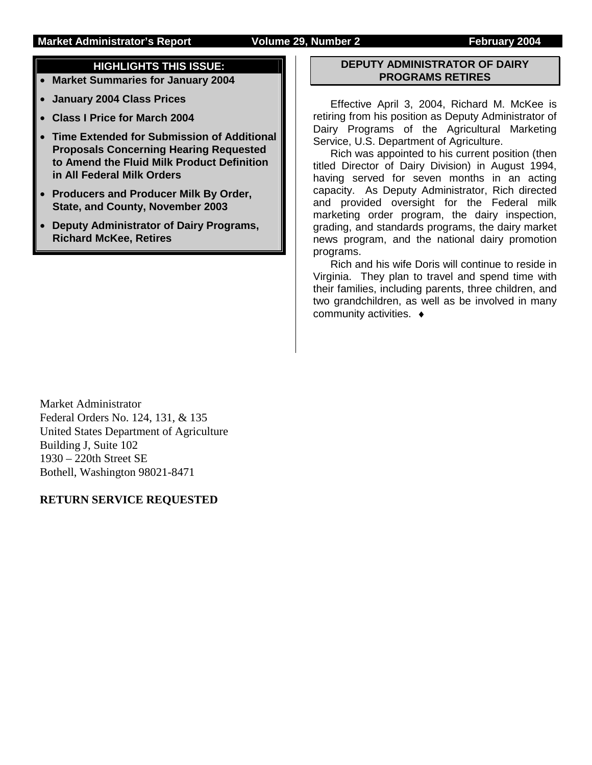## HIGHLIGHTS THIS ISSUE:

- **Market Summaries for January 2004**
- **January 2004 Class Prices**
- **Class I Price for March 2004**
- **Time Extended for Submission of Additional Proposals Concerning Hearing Requested to Amend the Fluid Milk Product Definition in All Federal Milk Orders**
- **Producers and Producer Milk By Order, State, and County, November 2003**
- **Deputy Administrator of Dairy Programs, Richard McKee, Retires**

## DEPUTY ADMINISTRATOR OF DAIRY PROGRAMS RETIRES

Effective April 3, 2004, Richard M. McKee is retiring from his position as Deputy Administrator of Dairy Programs of the Agricultural Marketing Service, U.S. Department of Agriculture.

Rich was appointed to his current position (then titled Director of Dairy Division) in August 1994, having served for seven months in an acting capacity. As Deputy Administrator, Rich directed and provided oversight for the Federal milk marketing order program, the dairy inspection, grading, and standards programs, the dairy market news program, and the national dairy promotion programs.

Rich and his wife Doris will continue to reside in Virginia. They plan to travel and spend time with their families, including parents, three children, and two grandchildren, as well as be involved in many community activities. ♦

Market Administrator
Federal Orders No. 124, 131, & 135
United States Department of Agriculture
Building J, Suite 102
1930 – 220th Street SE
Bothell, Washington 98021-8471

**RETURN SERVICE REQUESTED**